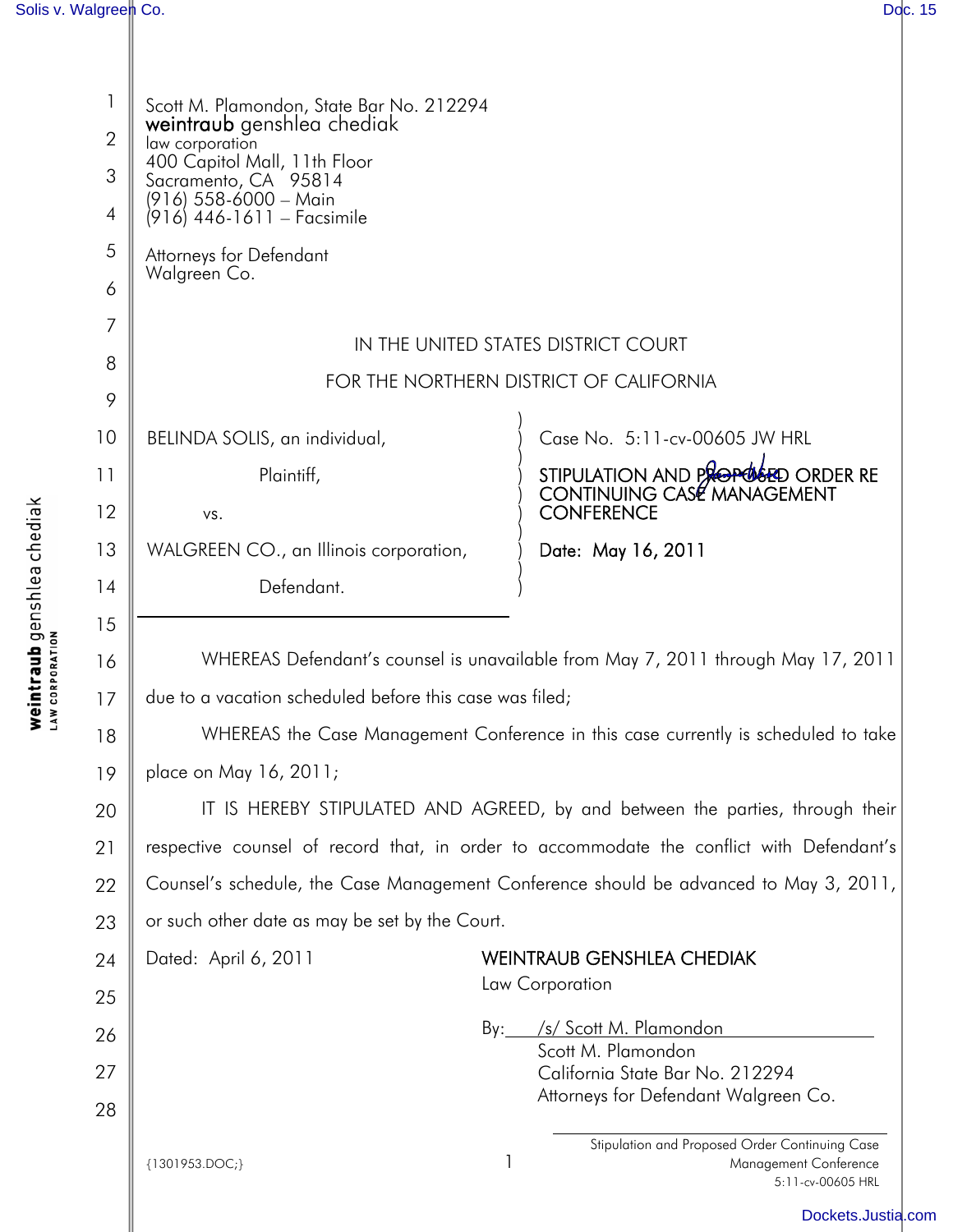Scott M. Plamondon, State Bar No. 212294
**weintraub** genshlea chediak
law corporation
400 Capitol Mall, 11th Floor
Sacramento, CA 95814
(916) 558-6000 – Main
(916) 446-1611 – Facsimile

Attorneys for Defendant
Walgreen Co.

IN THE UNITED STATES DISTRICT COURT

FOR THE NORTHERN DISTRICT OF CALIFORNIA

BELINDA SOLIS, an individual,

Plaintiff,

vs.

WALGREEN CO., an Illinois corporation,

Defendant.

Case No. 5:11-cv-00605 JW HRL

**STIPULATION AND ~~PROPOSED~~ ORDER RE CONTINUING CASE MANAGEMENT CONFERENCE**

**Date: May 16, 2011**

WHEREAS Defendant's counsel is unavailable from May 7, 2011 through May 17, 2011 due to a vacation scheduled before this case was filed;

WHEREAS the Case Management Conference in this case currently is scheduled to take place on May 16, 2011;

IT IS HEREBY STIPULATED AND AGREED, by and between the parties, through their respective counsel of record that, in order to accommodate the conflict with Defendant's Counsel's schedule, the Case Management Conference should be advanced to May 3, 2011, or such other date as may be set by the Court.

Dated: April 6, 2011

WEINTRAUB GENSHLEA CHEDIAK
Law Corporation

By: /s/ Scott M. Plamondon
Scott M. Plamondon
California State Bar No. 212294
Attorneys for Defendant Walgreen Co.

{1301953.DOC;}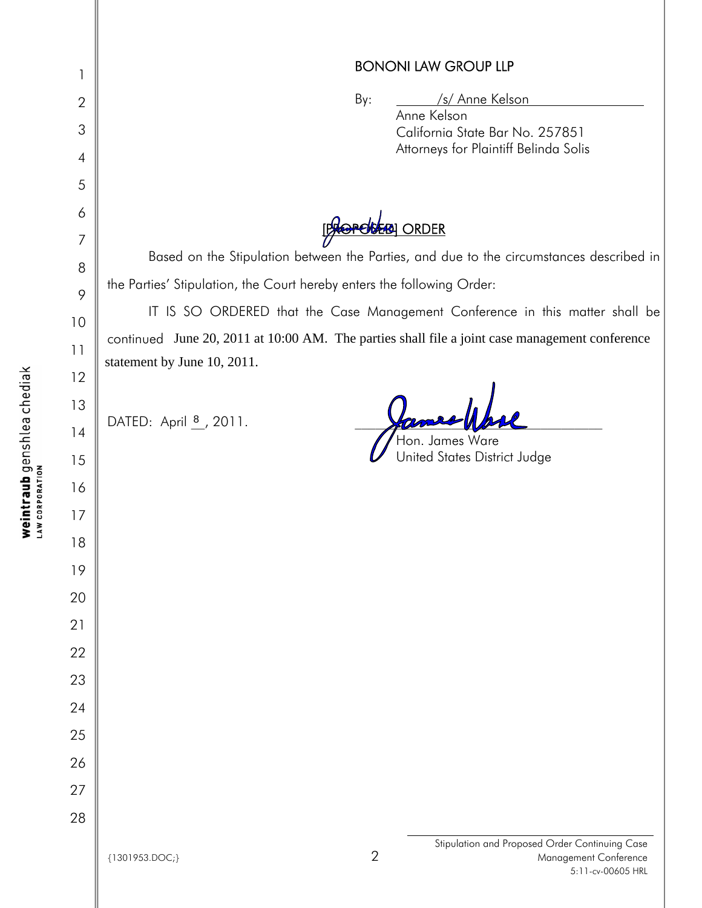BONONI LAW GROUP LLP

By: /s/ Anne Kelson
Anne Kelson
California State Bar No. 257851
Attorneys for Plaintiff Belinda Solis

## [PROPOSED] ORDER

Based on the Stipulation between the Parties, and due to the circumstances described in the Parties' Stipulation, the Court hereby enters the following Order:

IT IS SO ORDERED that the Case Management Conference in this matter shall be continued June 20, 2011 at 10:00 AM. The parties shall file a joint case management conference statement by June 10, 2011.

DATED: April 8, 2011.

Hon. James Ware
United States District Judge

{1301953.DOC;}

Stipulation and Proposed Order Continuing Case Management Conference
5:11-cv-00605 HRL